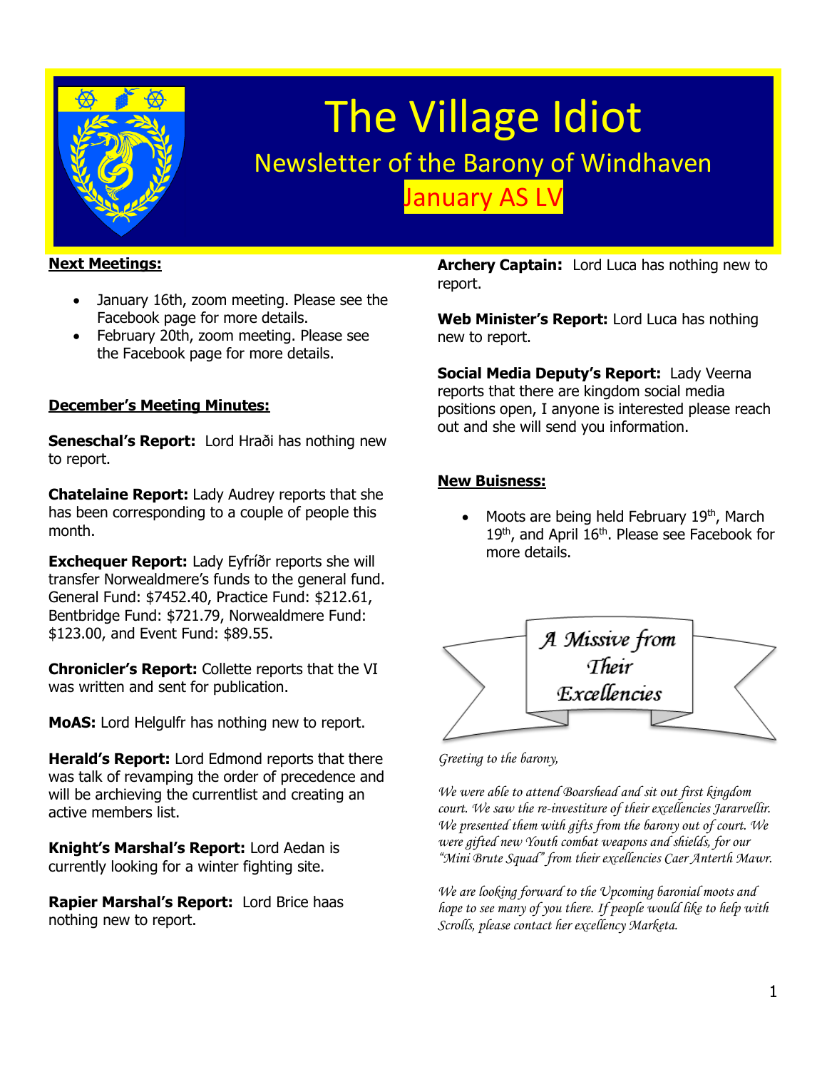# The Village Idiot

## Newsletter of the Barony of Windhaven

### January AS LV

**Next Meetings:**

- January 16th, zoom meeting. Please see the Facebook page for more details.
- February 20th, zoom meeting. Please see the Facebook page for more details.

**December's Meeting Minutes:**

**Seneschal's Report:** Lord Hraði has nothing new to report.

**Chatelaine Report:** Lady Audrey reports that she has been corresponding to a couple of people this month.

**Exchequer Report:** Lady Eyfríðr reports she will transfer Norwealdmere's funds to the general fund. General Fund: $7452.40, Practice Fund: $212.61, Bentbridge Fund: $721.79, Norwealdmere Fund: $123.00, and Event Fund: $89.55.

**Chronicler's Report:** Collette reports that the VI was written and sent for publication.

**MoAS:** Lord Helgulfr has nothing new to report.

**Herald's Report:** Lord Edmond reports that there was talk of revamping the order of precedence and will be archieving the currentlist and creating an active members list.

**Knight's Marshal's Report:** Lord Aedan is currently looking for a winter fighting site.

**Rapier Marshal's Report:** Lord Brice haas nothing new to report.

**Archery Captain:** Lord Luca has nothing new to report.

**Web Minister's Report:** Lord Luca has nothing new to report.

**Social Media Deputy's Report:** Lady Veerna reports that there are kingdom social media positions open, I anyone is interested please reach out and she will send you information.

**New Buisness:**

- Moots are being held February 19th, March 19th, and April 16th. Please see Facebook for more details.

## A Missive from Their Excellencies

*Greeting to the barony,*

*We were able to attend Boarshead and sit out first kingdom court. We saw the re-investiture of their excellencies Jararvellir. We presented them with gifts from the barony out of court. We were gifted new Youth combat weapons and shields, for our "Mini Brute Squad" from their excellencies Caer Anterth Mawr.*

*We are looking forward to the Upcoming baronial moots and hope to see many of you there. If people would like to help with Scrolls, please contact her excellency Marketa.*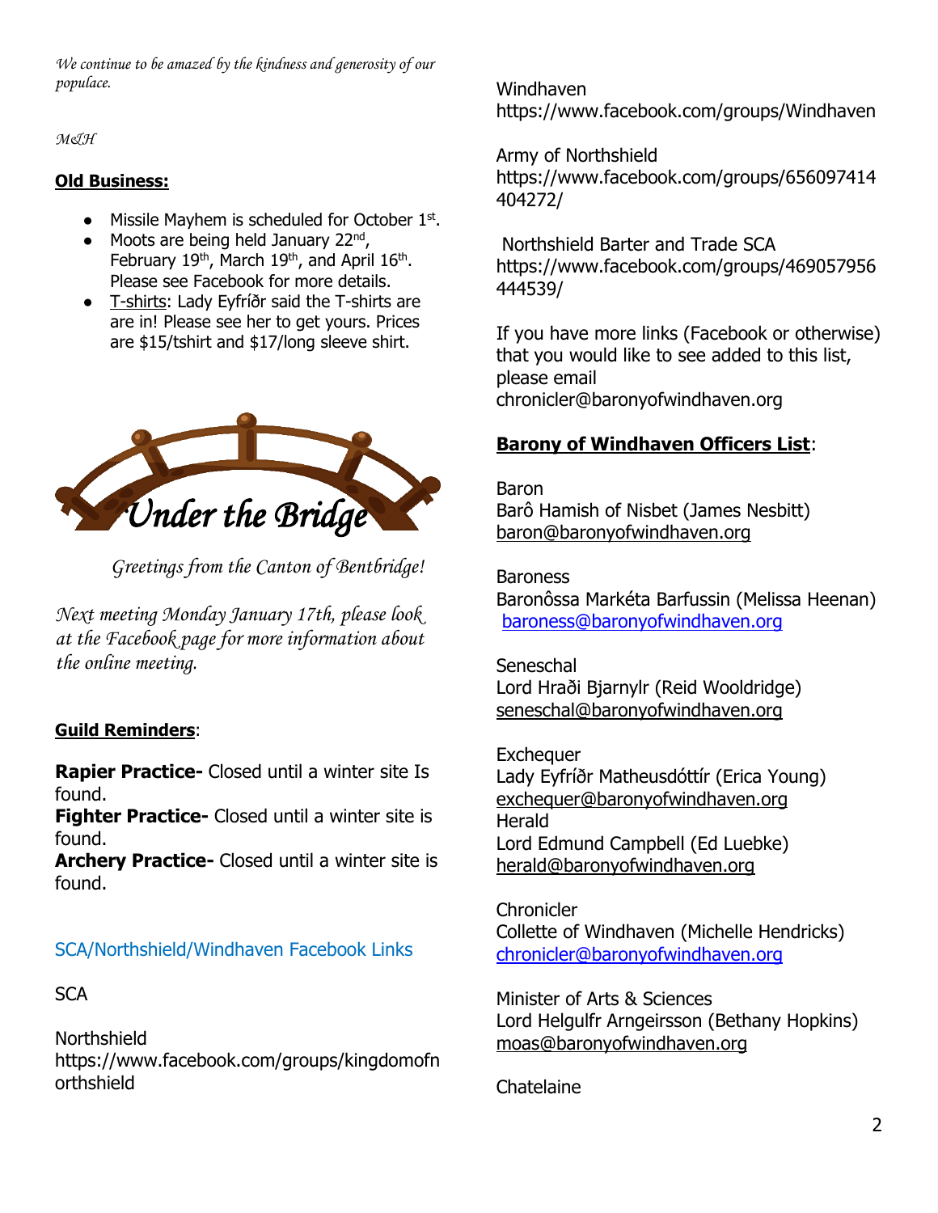*We continue to be amazed by the kindness and generosity of our populace.*

*M&H*

**Old Business:**

- Missile Mayhem is scheduled for October 1st.
- Moots are being held January 22nd, February 19th, March 19th, and April 16th. Please see Facebook for more details.
- T-shirts: Lady Eyfríðr said the T-shirts are are in! Please see her to get yours. Prices are $15/tshirt and $17/long sleeve shirt.

## Under the Bridge

*Greetings from the Canton of Bentbridge!*

*Next meeting Monday January 17th, please look at the Facebook page for more information about the online meeting.*

**Guild Reminders**:

**Rapier Practice-** Closed until a winter site Is found.
**Fighter Practice-** Closed until a winter site is found.
**Archery Practice-** Closed until a winter site is found.

SCA/Northshield/Windhaven Facebook Links

SCA

Northshield
https://www.facebook.com/groups/kingdomofnorthshield

Windhaven
https://www.facebook.com/groups/Windhaven

Army of Northshield
https://www.facebook.com/groups/656097414404272/

Northshield Barter and Trade SCA
https://www.facebook.com/groups/469057956444539/

If you have more links (Facebook or otherwise) that you would like to see added to this list, please email chronicler@baronyofwindhaven.org

**Barony of Windhaven Officers List**:

Baron
Barô Hamish of Nisbet (James Nesbitt)
baron@baronyofwindhaven.org

Baroness
Baronôssa Markéta Barfussin (Melissa Heenan)
baroness@baronyofwindhaven.org

Seneschal
Lord Hraði Bjarnylr (Reid Wooldridge)
seneschal@baronyofwindhaven.org

Exchequer
Lady Eyfríðr Matheusdóttír (Erica Young)
exchequer@baronyofwindhaven.org
Herald
Lord Edmund Campbell (Ed Luebke)
herald@baronyofwindhaven.org

Chronicler
Collette of Windhaven (Michelle Hendricks)
chronicler@baronyofwindhaven.org

Minister of Arts & Sciences
Lord Helgulfr Arngeirsson (Bethany Hopkins)
moas@baronyofwindhaven.org

Chatelaine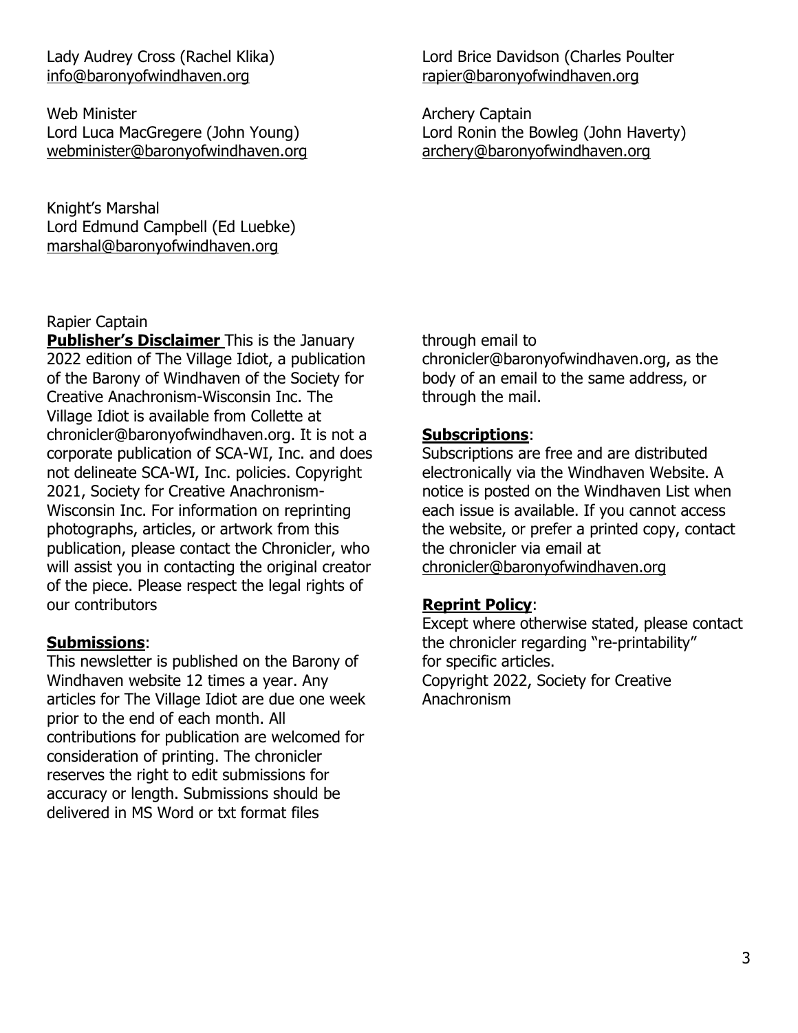Lady Audrey Cross (Rachel Klika)
info@baronyofwindhaven.org

Web Minister
Lord Luca MacGregere (John Young)
webminister@baronyofwindhaven.org

Knight's Marshal
Lord Edmund Campbell (Ed Luebke)
marshal@baronyofwindhaven.org

Rapier Captain
Lord Brice Davidson (Charles Poulter
rapier@baronyofwindhaven.org

Archery Captain
Lord Ronin the Bowleg (John Haverty)
archery@baronyofwindhaven.org

**Publisher's Disclaimer** This is the January 2022 edition of The Village Idiot, a publication of the Barony of Windhaven of the Society for Creative Anachronism-Wisconsin Inc. The Village Idiot is available from Collette at chronicler@baronyofwindhaven.org. It is not a corporate publication of SCA-WI, Inc. and does not delineate SCA-WI, Inc. policies. Copyright 2021, Society for Creative Anachronism-Wisconsin Inc. For information on reprinting photographs, articles, or artwork from this publication, please contact the Chronicler, who will assist you in contacting the original creator of the piece. Please respect the legal rights of our contributors

**Submissions**:
This newsletter is published on the Barony of Windhaven website 12 times a year. Any articles for The Village Idiot are due one week prior to the end of each month. All contributions for publication are welcomed for consideration of printing. The chronicler reserves the right to edit submissions for accuracy or length. Submissions should be delivered in MS Word or txt format files through email to chronicler@baronyofwindhaven.org, as the body of an email to the same address, or through the mail.

**Subscriptions**:
Subscriptions are free and are distributed electronically via the Windhaven Website. A notice is posted on the Windhaven List when each issue is available. If you cannot access the website, or prefer a printed copy, contact the chronicler via email at chronicler@baronyofwindhaven.org

**Reprint Policy**:
Except where otherwise stated, please contact the chronicler regarding "re-printability" for specific articles.
Copyright 2022, Society for Creative Anachronism